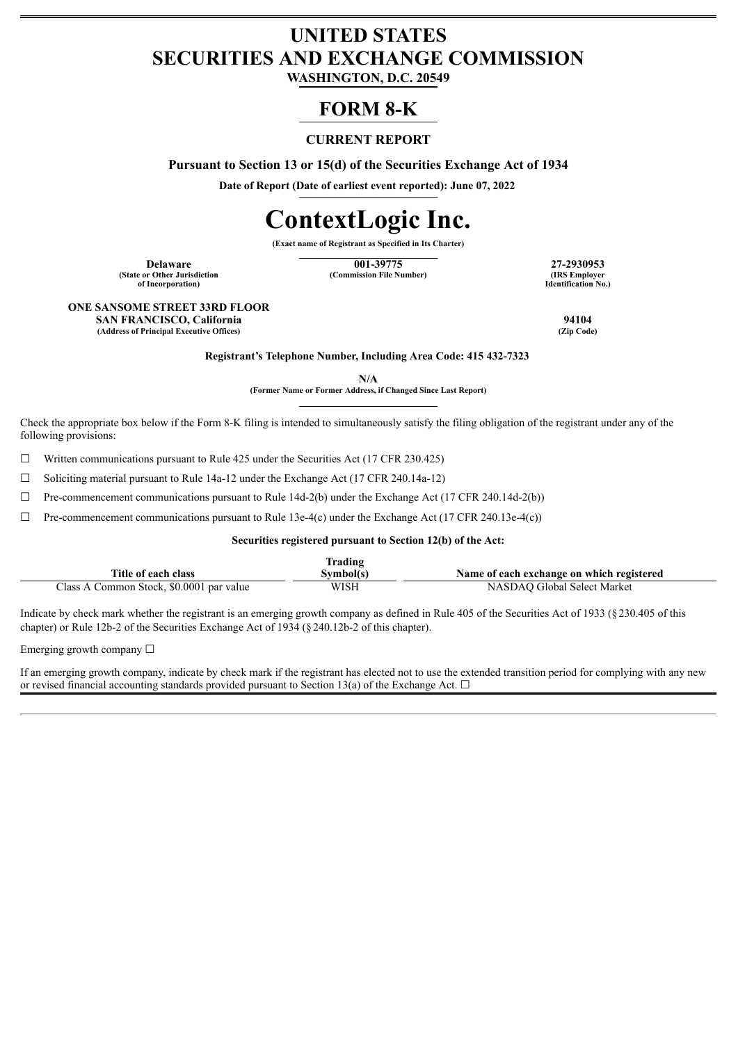# UNITED STATES
# SECURITIES AND EXCHANGE COMMISSION

**WASHINGTON, D.C. 20549**

# FORM 8-K

## CURRENT REPORT

**Pursuant to Section 13 or 15(d) of the Securities Exchange Act of 1934**

**Date of Report (Date of earliest event reported): June 07, 2022**

# ContextLogic Inc.

**(Exact name of Registrant as Specified in Its Charter)**

| Delaware | 001-39775 | 27-2930953 |
|---|---|---|
| (State or Other Jurisdiction of Incorporation) | (Commission File Number) | (IRS Employer Identification No.) |

| ONE SANSOME STREET 33RD FLOOR SAN FRANCISCO, California | 94104 |
|---|---|
| (Address of Principal Executive Offices) | (Zip Code) |

**Registrant's Telephone Number, Including Area Code: 415 432-7323**

**N/A**

**(Former Name or Former Address, if Changed Since Last Report)**

Check the appropriate box below if the Form 8-K filing is intended to simultaneously satisfy the filing obligation of the registrant under any of the following provisions:

☐ Written communications pursuant to Rule 425 under the Securities Act (17 CFR 230.425)

☐ Soliciting material pursuant to Rule 14a-12 under the Exchange Act (17 CFR 240.14a-12)

☐ Pre-commencement communications pursuant to Rule 14d-2(b) under the Exchange Act (17 CFR 240.14d-2(b))

☐ Pre-commencement communications pursuant to Rule 13e-4(c) under the Exchange Act (17 CFR 240.13e-4(c))

**Securities registered pursuant to Section 12(b) of the Act:**

| Title of each class | Trading Symbol(s) | Name of each exchange on which registered |
|---|---|---|
| Class A Common Stock, $0.0001 par value | WISH | NASDAQ Global Select Market |

Indicate by check mark whether the registrant is an emerging growth company as defined in Rule 405 of the Securities Act of 1933 (§230.405 of this chapter) or Rule 12b-2 of the Securities Exchange Act of 1934 (§240.12b-2 of this chapter).

Emerging growth company ☐

If an emerging growth company, indicate by check mark if the registrant has elected not to use the extended transition period for complying with any new or revised financial accounting standards provided pursuant to Section 13(a) of the Exchange Act. ☐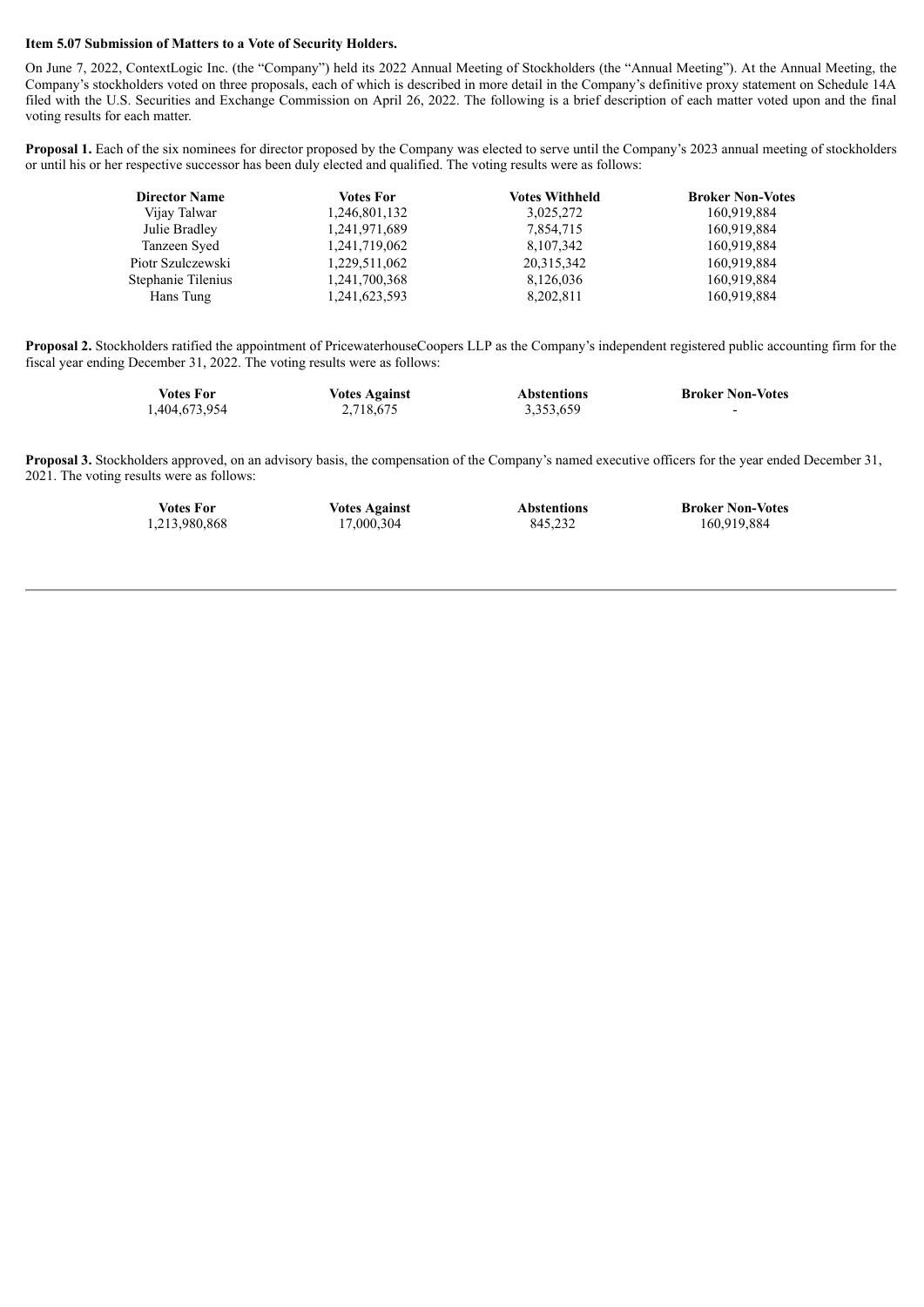**Item 5.07 Submission of Matters to a Vote of Security Holders.**

On June 7, 2022, ContextLogic Inc. (the "Company") held its 2022 Annual Meeting of Stockholders (the "Annual Meeting"). At the Annual Meeting, the Company's stockholders voted on three proposals, each of which is described in more detail in the Company's definitive proxy statement on Schedule 14A filed with the U.S. Securities and Exchange Commission on April 26, 2022. The following is a brief description of each matter voted upon and the final voting results for each matter.

**Proposal 1.** Each of the six nominees for director proposed by the Company was elected to serve until the Company's 2023 annual meeting of stockholders or until his or her respective successor has been duly elected and qualified. The voting results were as follows:

| Director Name | Votes For | Votes Withheld | Broker Non-Votes |
|---|---|---|---|
| Vijay Talwar | 1,246,801,132 | 3,025,272 | 160,919,884 |
| Julie Bradley | 1,241,971,689 | 7,854,715 | 160,919,884 |
| Tanzeen Syed | 1,241,719,062 | 8,107,342 | 160,919,884 |
| Piotr Szulczewski | 1,229,511,062 | 20,315,342 | 160,919,884 |
| Stephanie Tilenius | 1,241,700,368 | 8,126,036 | 160,919,884 |
| Hans Tung | 1,241,623,593 | 8,202,811 | 160,919,884 |

**Proposal 2.** Stockholders ratified the appointment of PricewaterhouseCoopers LLP as the Company's independent registered public accounting firm for the fiscal year ending December 31, 2022. The voting results were as follows:

| Votes For | Votes Against | Abstentions | Broker Non-Votes |
|---|---|---|---|
| 1,404,673,954 | 2,718,675 | 3,353,659 | - |

**Proposal 3.** Stockholders approved, on an advisory basis, the compensation of the Company's named executive officers for the year ended December 31, 2021. The voting results were as follows:

| Votes For | Votes Against | Abstentions | Broker Non-Votes |
|---|---|---|---|
| 1,213,980,868 | 17,000,304 | 845,232 | 160,919,884 |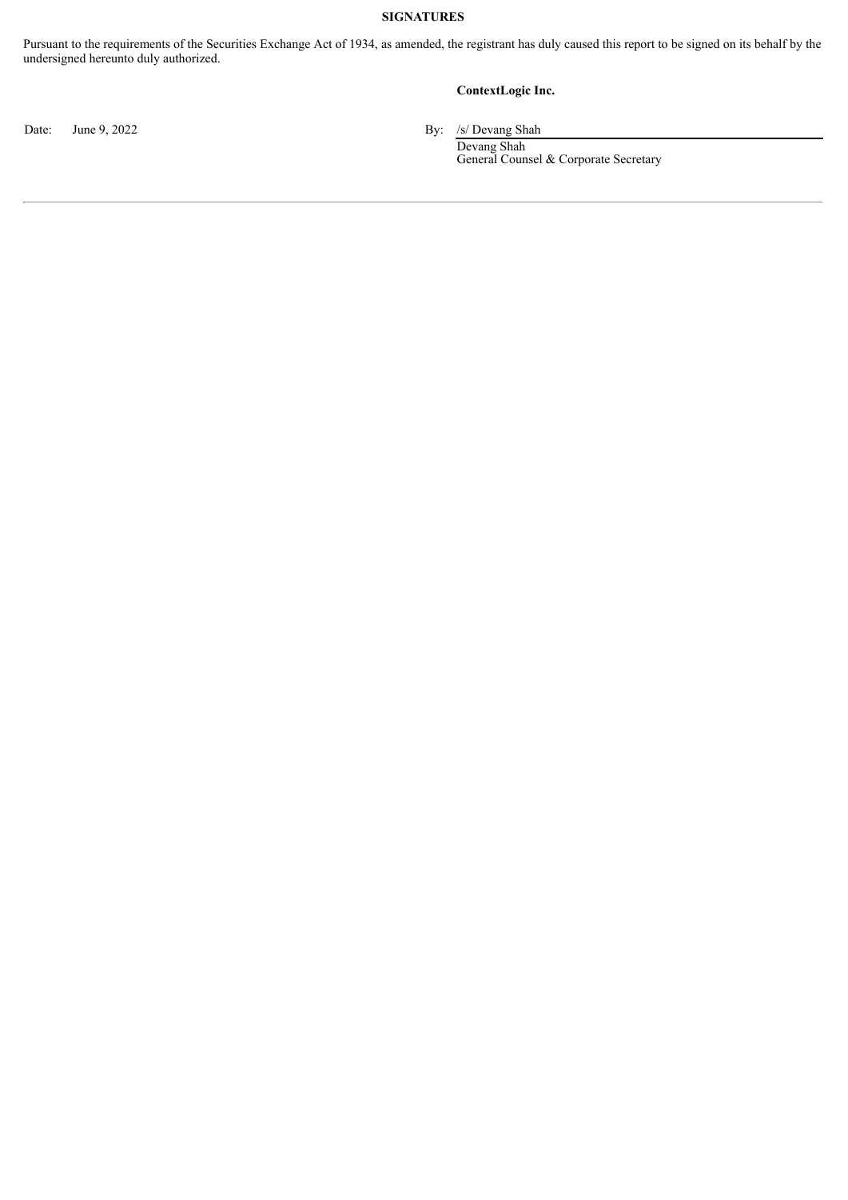**SIGNATURES**

Pursuant to the requirements of the Securities Exchange Act of 1934, as amended, the registrant has duly caused this report to be signed on its behalf by the undersigned hereunto duly authorized.

**ContextLogic Inc.**

| | | | |
|---|---|---|---|
| Date: | June 9, 2022 | By: | /s/ Devang Shah |
| | | | Devang Shah |
| | | | General Counsel & Corporate Secretary |